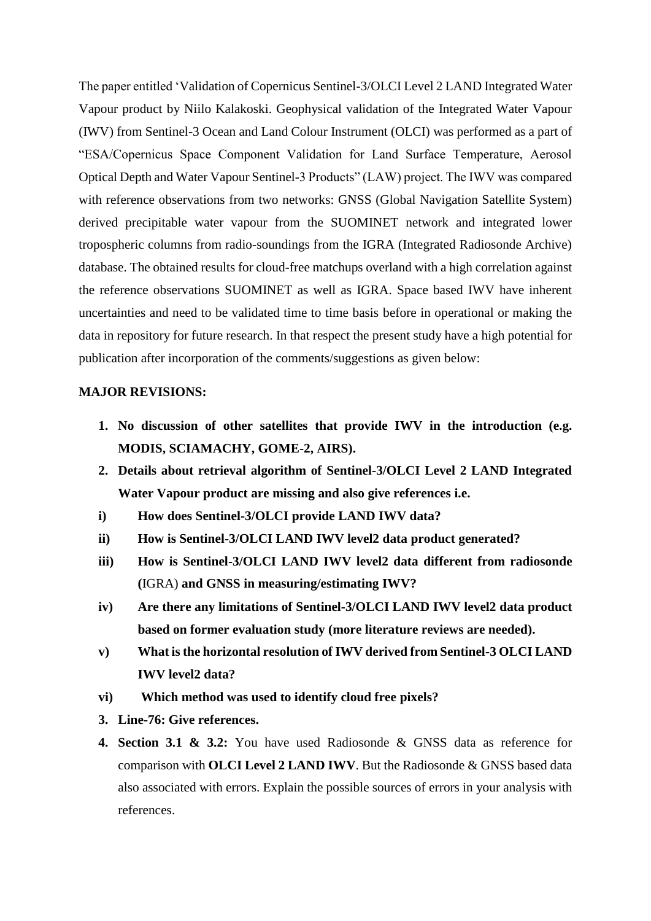The paper entitled 'Validation of Copernicus Sentinel-3/OLCI Level 2 LAND Integrated Water Vapour product by Niilo Kalakoski. Geophysical validation of the Integrated Water Vapour (IWV) from Sentinel-3 Ocean and Land Colour Instrument (OLCI) was performed as a part of "ESA/Copernicus Space Component Validation for Land Surface Temperature, Aerosol Optical Depth and Water Vapour Sentinel-3 Products" (LAW) project. The IWV was compared with reference observations from two networks: GNSS (Global Navigation Satellite System) derived precipitable water vapour from the SUOMINET network and integrated lower tropospheric columns from radio-soundings from the IGRA (Integrated Radiosonde Archive) database. The obtained results for cloud-free matchups overland with a high correlation against the reference observations SUOMINET as well as IGRA. Space based IWV have inherent uncertainties and need to be validated time to time basis before in operational or making the data in repository for future research. In that respect the present study have a high potential for publication after incorporation of the comments/suggestions as given below:

**MAJOR REVISIONS:**

1. **No discussion of other satellites that provide IWV in the introduction (e.g. MODIS, SCIAMACHY, GOME-2, AIRS).**
2. **Details about retrieval algorithm of Sentinel-3/OLCI Level 2 LAND Integrated Water Vapour product are missing and also give references i.e.**

**i)** **How does Sentinel-3/OLCI provide LAND IWV data?**

**ii)** **How is Sentinel-3/OLCI LAND IWV level2 data product generated?**

**iii)** **How is Sentinel-3/OLCI LAND IWV level2 data different from radiosonde (**IGRA) **and GNSS in measuring/estimating IWV?**

**iv)** **Are there any limitations of Sentinel-3/OLCI LAND IWV level2 data product based on former evaluation study (more literature reviews are needed).**

**v)** **What is the horizontal resolution of IWV derived from Sentinel-3 OLCI LAND IWV level2 data?**

**vi)** **Which method was used to identify cloud free pixels?**

3. **Line-76: Give references.**
4. **Section 3.1 & 3.2:** You have used Radiosonde & GNSS data as reference for comparison with **OLCI Level 2 LAND IWV**. But the Radiosonde & GNSS based data also associated with errors. Explain the possible sources of errors in your analysis with references.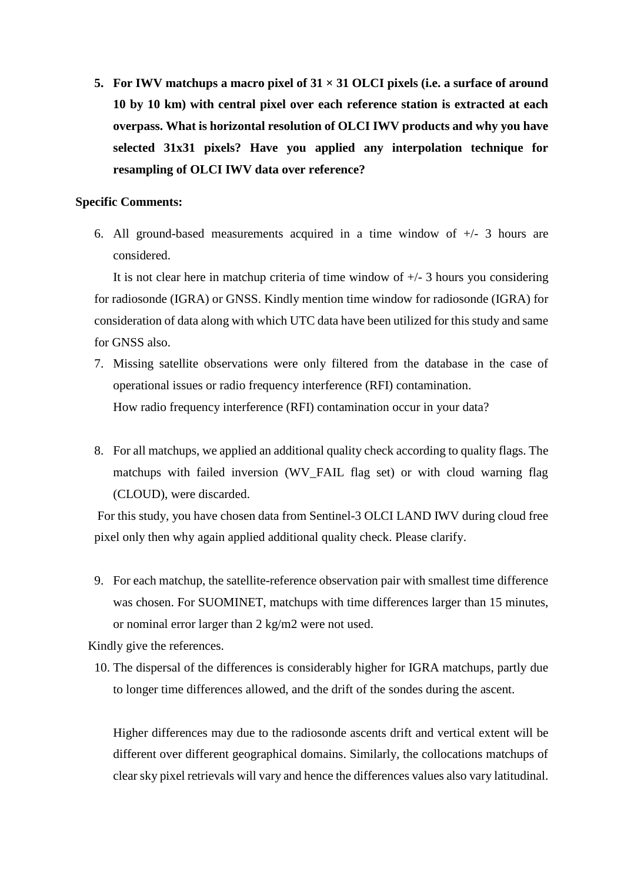5. **For IWV matchups a macro pixel of 31 × 31 OLCI pixels (i.e. a surface of around 10 by 10 km) with central pixel over each reference station is extracted at each overpass. What is horizontal resolution of OLCI IWV products and why you have selected 31x31 pixels? Have you applied any interpolation technique for resampling of OLCI IWV data over reference?**

**Specific Comments:**

6. All ground-based measurements acquired in a time window of +/- 3 hours are considered.

   It is not clear here in matchup criteria of time window of +/- 3 hours you considering for radiosonde (IGRA) or GNSS. Kindly mention time window for radiosonde (IGRA) for consideration of data along with which UTC data have been utilized for this study and same for GNSS also.

7. Missing satellite observations were only filtered from the database in the case of operational issues or radio frequency interference (RFI) contamination.

   How radio frequency interference (RFI) contamination occur in your data?

8. For all matchups, we applied an additional quality check according to quality flags. The matchups with failed inversion (WV_FAIL flag set) or with cloud warning flag (CLOUD), were discarded.

   For this study, you have chosen data from Sentinel-3 OLCI LAND IWV during cloud free pixel only then why again applied additional quality check. Please clarify.

9. For each matchup, the satellite-reference observation pair with smallest time difference was chosen. For SUOMINET, matchups with time differences larger than 15 minutes, or nominal error larger than 2 kg/m2 were not used.

   Kindly give the references.

10. The dispersal of the differences is considerably higher for IGRA matchups, partly due to longer time differences allowed, and the drift of the sondes during the ascent.

    Higher differences may due to the radiosonde ascents drift and vertical extent will be different over different geographical domains. Similarly, the collocations matchups of clear sky pixel retrievals will vary and hence the differences values also vary latitudinal.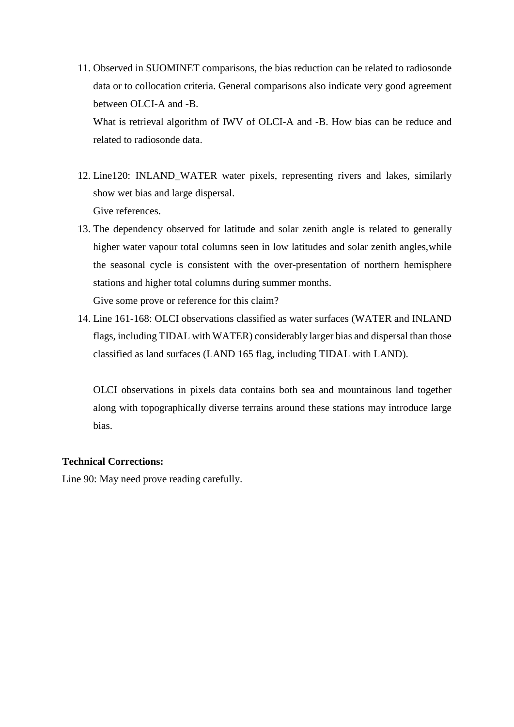11. Observed in SUOMINET comparisons, the bias reduction can be related to radiosonde data or to collocation criteria. General comparisons also indicate very good agreement between OLCI-A and -B.

    What is retrieval algorithm of IWV of OLCI-A and -B. How bias can be reduce and related to radiosonde data.

12. Line120: INLAND_WATER water pixels, representing rivers and lakes, similarly show wet bias and large dispersal.

    Give references.

13. The dependency observed for latitude and solar zenith angle is related to generally higher water vapour total columns seen in low latitudes and solar zenith angles,while the seasonal cycle is consistent with the over-presentation of northern hemisphere stations and higher total columns during summer months.

    Give some prove or reference for this claim?

14. Line 161-168: OLCI observations classified as water surfaces (WATER and INLAND flags, including TIDAL with WATER) considerably larger bias and dispersal than those classified as land surfaces (LAND 165 flag, including TIDAL with LAND).

    OLCI observations in pixels data contains both sea and mountainous land together along with topographically diverse terrains around these stations may introduce large bias.

**Technical Corrections:**

Line 90: May need prove reading carefully.